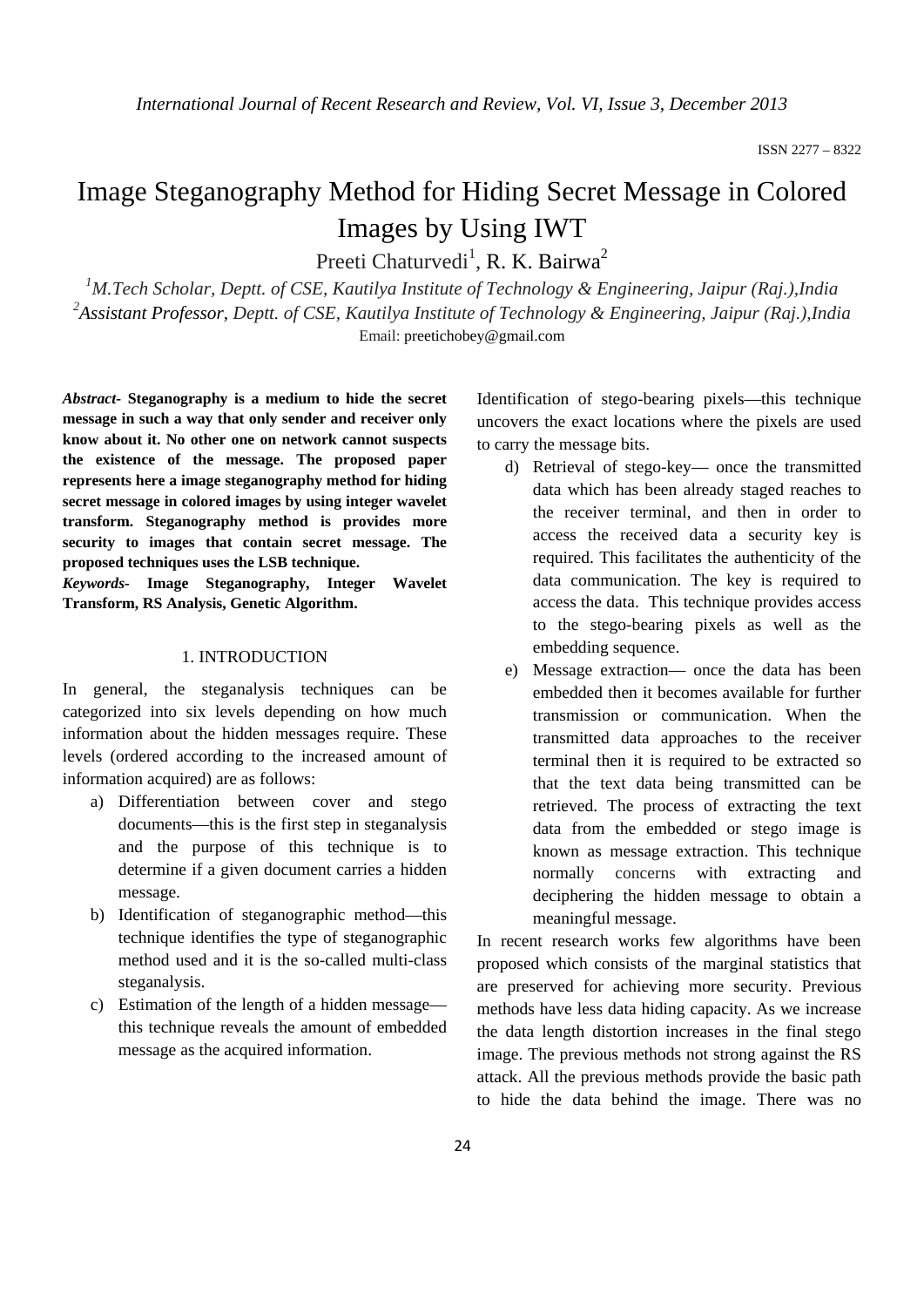# Image Steganography Method for Hiding Secret Message in Colored Images by Using IWT

Preeti Chaturvedi[1], R. K. Bairwa[2]

[1] *M.Tech Scholar, Deptt. of CSE, Kautilya Institute of Technology & Engineering, Jaipur (Raj.),India*

[2] *Assistant Professor, Deptt. of CSE, Kautilya Institute of Technology & Engineering, Jaipur (Raj.),India*

Email: preetichobey@gmail.com

***Abstract-* Steganography is a medium to hide the secret message in such a way that only sender and receiver only know about it. No other one on network cannot suspects the existence of the message. The proposed paper represents here a image steganography method for hiding secret message in colored images by using integer wavelet transform. Steganography method is provides more security to images that contain secret message. The proposed techniques uses the LSB technique.**

***Keywords-* Image Steganography, Integer Wavelet Transform, RS Analysis, Genetic Algorithm.**

## 1. INTRODUCTION

In general, the steganalysis techniques can be categorized into six levels depending on how much information about the hidden messages require. These levels (ordered according to the increased amount of information acquired) are as follows:

a) Differentiation between cover and stego documents—this is the first step in steganalysis and the purpose of this technique is to determine if a given document carries a hidden message.
b) Identification of steganographic method—this technique identifies the type of steganographic method used and it is the so-called multi-class steganalysis.
c) Estimation of the length of a hidden message—this technique reveals the amount of embedded message as the acquired information.

Identification of stego-bearing pixels—this technique uncovers the exact locations where the pixels are used to carry the message bits.

d) Retrieval of stego-key— once the transmitted data which has been already staged reaches to the receiver terminal, and then in order to access the received data a security key is required. This facilitates the authenticity of the data communication. The key is required to access the data. This technique provides access to the stego-bearing pixels as well as the embedding sequence.
e) Message extraction— once the data has been embedded then it becomes available for further transmission or communication. When the transmitted data approaches to the receiver terminal then it is required to be extracted so that the text data being transmitted can be retrieved. The process of extracting the text data from the embedded or stego image is known as message extraction. This technique normally concerns with extracting and deciphering the hidden message to obtain a meaningful message.

In recent research works few algorithms have been proposed which consists of the marginal statistics that are preserved for achieving more security. Previous methods have less data hiding capacity. As we increase the data length distortion increases in the final stego image. The previous methods not strong against the RS attack. All the previous methods provide the basic path to hide the data behind the image. There was no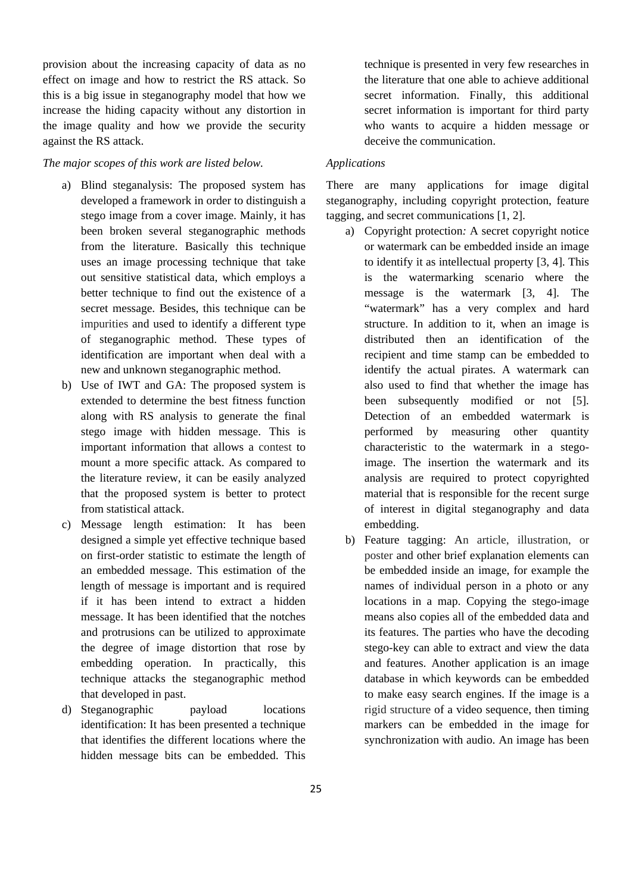provision about the increasing capacity of data as no effect on image and how to restrict the RS attack. So this is a big issue in steganography model that how we increase the hiding capacity without any distortion in the image quality and how we provide the security against the RS attack.

*The major scopes of this work are listed below.*

a) Blind steganalysis: The proposed system has developed a framework in order to distinguish a stego image from a cover image. Mainly, it has been broken several steganographic methods from the literature. Basically this technique uses an image processing technique that take out sensitive statistical data, which employs a better technique to find out the existence of a secret message. Besides, this technique can be impurities and used to identify a different type of steganographic method. These types of identification are important when deal with a new and unknown steganographic method.

b) Use of IWT and GA: The proposed system is extended to determine the best fitness function along with RS analysis to generate the final stego image with hidden message. This is important information that allows a contest to mount a more specific attack. As compared to the literature review, it can be easily analyzed that the proposed system is better to protect from statistical attack.

c) Message length estimation: It has been designed a simple yet effective technique based on first-order statistic to estimate the length of an embedded message. This estimation of the length of message is important and is required if it has been intend to extract a hidden message. It has been identified that the notches and protrusions can be utilized to approximate the degree of image distortion that rose by embedding operation. In practically, this technique attacks the steganographic method that developed in past.

d) Steganographic payload locations identification: It has been presented a technique that identifies the different locations where the hidden message bits can be embedded. This technique is presented in very few researches in the literature that one able to achieve additional secret information. Finally, this additional secret information is important for third party who wants to acquire a hidden message or deceive the communication.

*Applications*

There are many applications for image digital steganography, including copyright protection, feature tagging, and secret communications [1, 2].

a) Copyright protection*:* A secret copyright notice or watermark can be embedded inside an image to identify it as intellectual property [3, 4]. This is the watermarking scenario where the message is the watermark [3, 4]. The "watermark" has a very complex and hard structure. In addition to it, when an image is distributed then an identification of the recipient and time stamp can be embedded to identify the actual pirates. A watermark can also used to find that whether the image has been subsequently modified or not [5]. Detection of an embedded watermark is performed by measuring other quantity characteristic to the watermark in a stego-image. The insertion the watermark and its analysis are required to protect copyrighted material that is responsible for the recent surge of interest in digital steganography and data embedding.

b) Feature tagging: An article, illustration, or poster and other brief explanation elements can be embedded inside an image, for example the names of individual person in a photo or any locations in a map. Copying the stego-image means also copies all of the embedded data and its features. The parties who have the decoding stego-key can able to extract and view the data and features. Another application is an image database in which keywords can be embedded to make easy search engines. If the image is a rigid structure of a video sequence, then timing markers can be embedded in the image for synchronization with audio. An image has been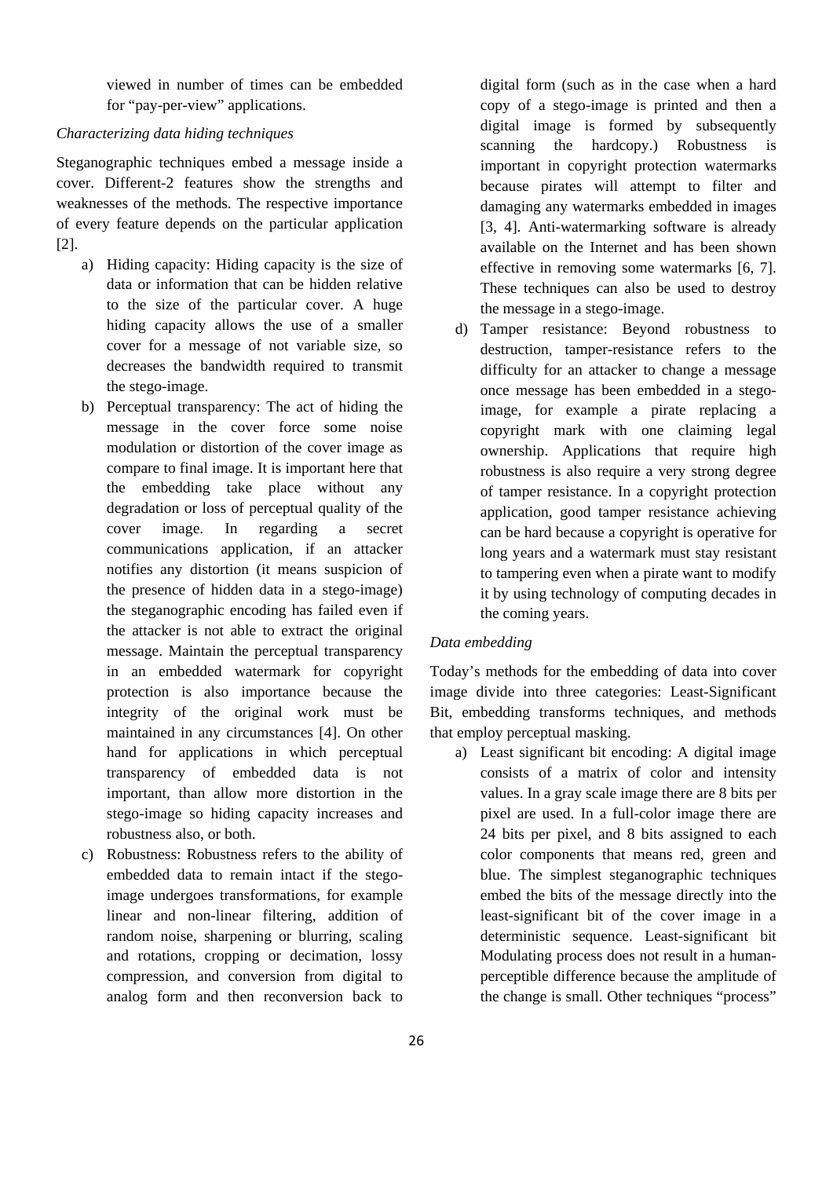viewed in number of times can be embedded for "pay-per-view" applications.

*Characterizing data hiding techniques*

Steganographic techniques embed a message inside a cover. Different-2 features show the strengths and weaknesses of the methods. The respective importance of every feature depends on the particular application [2].

a) Hiding capacity: Hiding capacity is the size of data or information that can be hidden relative to the size of the particular cover. A huge hiding capacity allows the use of a smaller cover for a message of not variable size, so decreases the bandwidth required to transmit the stego-image.

b) Perceptual transparency: The act of hiding the message in the cover force some noise modulation or distortion of the cover image as compare to final image. It is important here that the embedding take place without any degradation or loss of perceptual quality of the cover image. In regarding a secret communications application, if an attacker notifies any distortion (it means suspicion of the presence of hidden data in a stego-image) the steganographic encoding has failed even if the attacker is not able to extract the original message. Maintain the perceptual transparency in an embedded watermark for copyright protection is also importance because the integrity of the original work must be maintained in any circumstances [4]. On other hand for applications in which perceptual transparency of embedded data is not important, than allow more distortion in the stego-image so hiding capacity increases and robustness also, or both.

c) Robustness: Robustness refers to the ability of embedded data to remain intact if the stego-image undergoes transformations, for example linear and non-linear filtering, addition of random noise, sharpening or blurring, scaling and rotations, cropping or decimation, lossy compression, and conversion from digital to analog form and then reconversion back to digital form (such as in the case when a hard copy of a stego-image is printed and then a digital image is formed by subsequently scanning the hardcopy.) Robustness is important in copyright protection watermarks because pirates will attempt to filter and damaging any watermarks embedded in images [3, 4]. Anti-watermarking software is already available on the Internet and has been shown effective in removing some watermarks [6, 7]. These techniques can also be used to destroy the message in a stego-image.

d) Tamper resistance: Beyond robustness to destruction, tamper-resistance refers to the difficulty for an attacker to change a message once message has been embedded in a stego-image, for example a pirate replacing a copyright mark with one claiming legal ownership. Applications that require high robustness is also require a very strong degree of tamper resistance. In a copyright protection application, good tamper resistance achieving can be hard because a copyright is operative for long years and a watermark must stay resistant to tampering even when a pirate want to modify it by using technology of computing decades in the coming years.

*Data embedding*

Today's methods for the embedding of data into cover image divide into three categories: Least-Significant Bit, embedding transforms techniques, and methods that employ perceptual masking.

a) Least significant bit encoding: A digital image consists of a matrix of color and intensity values. In a gray scale image there are 8 bits per pixel are used. In a full-color image there are 24 bits per pixel, and 8 bits assigned to each color components that means red, green and blue. The simplest steganographic techniques embed the bits of the message directly into the least-significant bit of the cover image in a deterministic sequence. Least-significant bit Modulating process does not result in a human-perceptible difference because the amplitude of the change is small. Other techniques "process"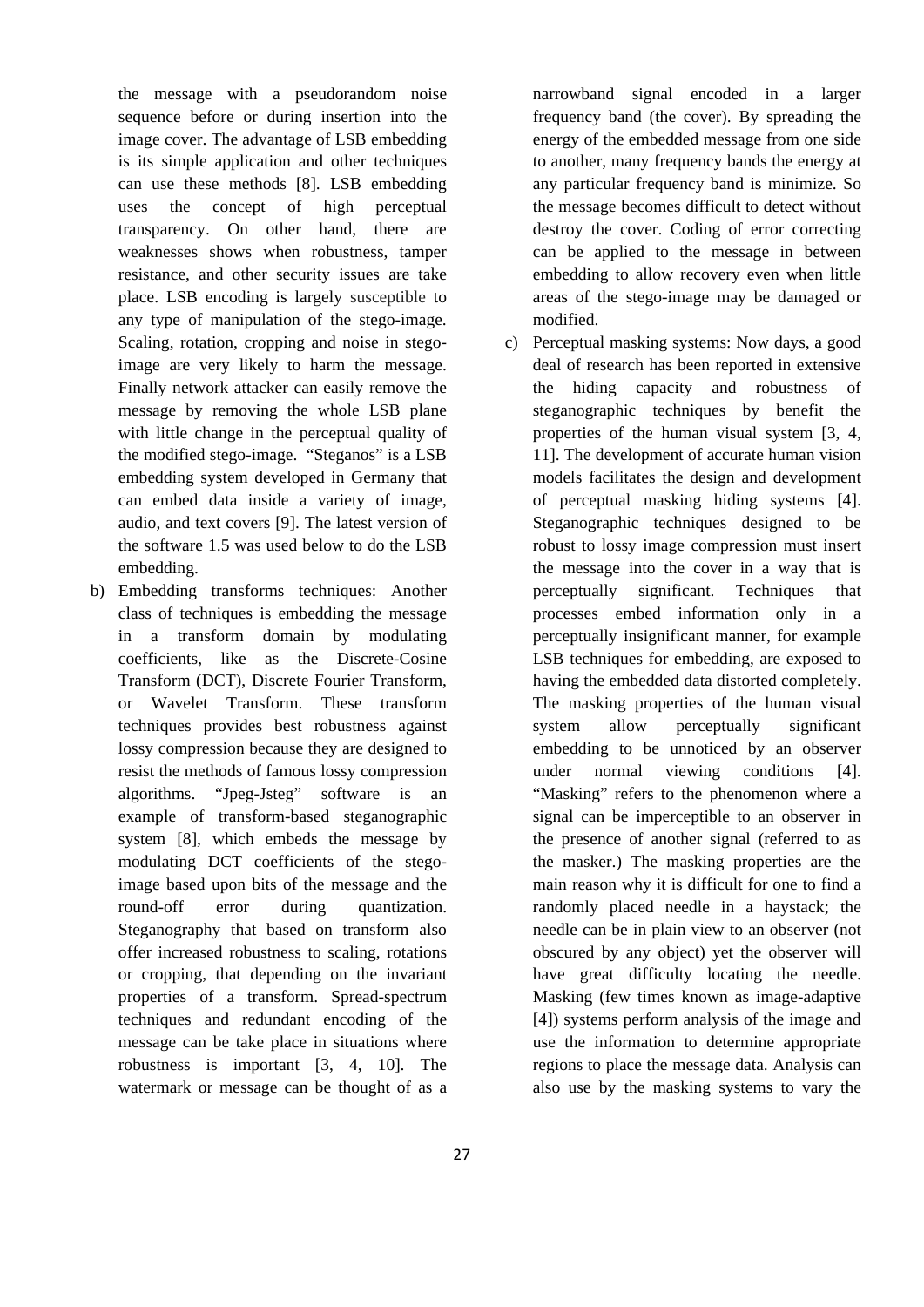the message with a pseudorandom noise sequence before or during insertion into the image cover. The advantage of LSB embedding is its simple application and other techniques can use these methods [8]. LSB embedding uses the concept of high perceptual transparency. On other hand, there are weaknesses shows when robustness, tamper resistance, and other security issues are take place. LSB encoding is largely susceptible to any type of manipulation of the stego-image. Scaling, rotation, cropping and noise in stego-image are very likely to harm the message. Finally network attacker can easily remove the message by removing the whole LSB plane with little change in the perceptual quality of the modified stego-image. "Steganos" is a LSB embedding system developed in Germany that can embed data inside a variety of image, audio, and text covers [9]. The latest version of the software 1.5 was used below to do the LSB embedding.

b) Embedding transforms techniques: Another class of techniques is embedding the message in a transform domain by modulating coefficients, like as the Discrete-Cosine Transform (DCT), Discrete Fourier Transform, or Wavelet Transform. These transform techniques provides best robustness against lossy compression because they are designed to resist the methods of famous lossy compression algorithms. "Jpeg-Jsteg" software is an example of transform-based steganographic system [8], which embeds the message by modulating DCT coefficients of the stego-image based upon bits of the message and the round-off error during quantization. Steganography that based on transform also offer increased robustness to scaling, rotations or cropping, that depending on the invariant properties of a transform. Spread-spectrum techniques and redundant encoding of the message can be take place in situations where robustness is important [3, 4, 10]. The watermark or message can be thought of as a narrowband signal encoded in a larger frequency band (the cover). By spreading the energy of the embedded message from one side to another, many frequency bands the energy at any particular frequency band is minimize. So the message becomes difficult to detect without destroy the cover. Coding of error correcting can be applied to the message in between embedding to allow recovery even when little areas of the stego-image may be damaged or modified.

c) Perceptual masking systems: Now days, a good deal of research has been reported in extensive the hiding capacity and robustness of steganographic techniques by benefit the properties of the human visual system [3, 4, 11]. The development of accurate human vision models facilitates the design and development of perceptual masking hiding systems [4]. Steganographic techniques designed to be robust to lossy image compression must insert the message into the cover in a way that is perceptually significant. Techniques that processes embed information only in a perceptually insignificant manner, for example LSB techniques for embedding, are exposed to having the embedded data distorted completely. The masking properties of the human visual system allow perceptually significant embedding to be unnoticed by an observer under normal viewing conditions [4]. "Masking" refers to the phenomenon where a signal can be imperceptible to an observer in the presence of another signal (referred to as the masker.) The masking properties are the main reason why it is difficult for one to find a randomly placed needle in a haystack; the needle can be in plain view to an observer (not obscured by any object) yet the observer will have great difficulty locating the needle. Masking (few times known as image-adaptive [4]) systems perform analysis of the image and use the information to determine appropriate regions to place the message data. Analysis can also use by the masking systems to vary the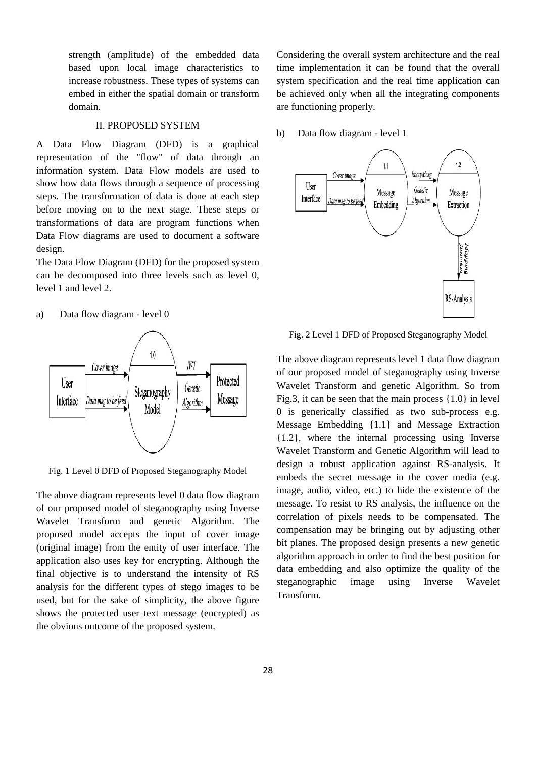strength (amplitude) of the embedded data based upon local image characteristics to increase robustness. These types of systems can embed in either the spatial domain or transform domain.

## II. PROPOSED SYSTEM

A Data Flow Diagram (DFD) is a graphical representation of the "flow" of data through an information system. Data Flow models are used to show how data flows through a sequence of processing steps. The transformation of data is done at each step before moving on to the next stage. These steps or transformations of data are program functions when Data Flow diagrams are used to document a software design.

The Data Flow Diagram (DFD) for the proposed system can be decomposed into three levels such as level 0, level 1 and level 2.

a) Data flow diagram - level 0

Fig. 1 Level 0 DFD of Proposed Steganography Model

The above diagram represents level 0 data flow diagram of our proposed model of steganography using Inverse Wavelet Transform and genetic Algorithm. The proposed model accepts the input of cover image (original image) from the entity of user interface. The application also uses key for encrypting. Although the final objective is to understand the intensity of RS analysis for the different types of stego images to be used, but for the sake of simplicity, the above figure shows the protected user text message (encrypted) as the obvious outcome of the proposed system.

Considering the overall system architecture and the real time implementation it can be found that the overall system specification and the real time application can be achieved only when all the integrating components are functioning properly.

b) Data flow diagram - level 1

Fig. 2 Level 1 DFD of Proposed Steganography Model

The above diagram represents level 1 data flow diagram of our proposed model of steganography using Inverse Wavelet Transform and genetic Algorithm. So from Fig.3, it can be seen that the main process {1.0} in level 0 is generically classified as two sub-process e.g. Message Embedding {1.1} and Message Extraction {1.2}, where the internal processing using Inverse Wavelet Transform and Genetic Algorithm will lead to design a robust application against RS-analysis. It embeds the secret message in the cover media (e.g. image, audio, video, etc.) to hide the existence of the message. To resist to RS analysis, the influence on the correlation of pixels needs to be compensated. The compensation may be bringing out by adjusting other bit planes. The proposed design presents a new genetic algorithm approach in order to find the best position for data embedding and also optimize the quality of the steganographic image using Inverse Wavelet Transform.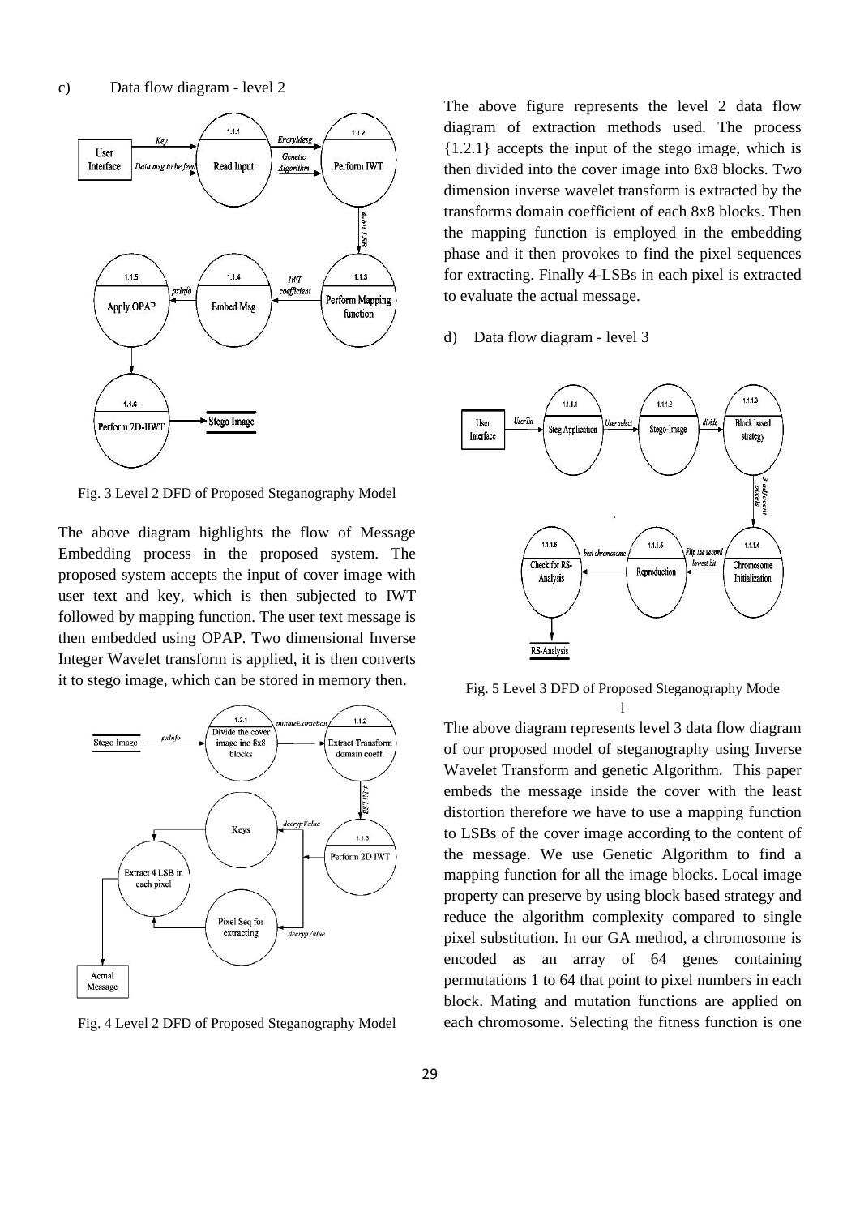c) Data flow diagram - level 2

Fig. 3 Level 2 DFD of Proposed Steganography Model

The above diagram highlights the flow of Message Embedding process in the proposed system. The proposed system accepts the input of cover image with user text and key, which is then subjected to IWT followed by mapping function. The user text message is then embedded using OPAP. Two dimensional Inverse Integer Wavelet transform is applied, it is then converts it to stego image, which can be stored in memory then.

Fig. 4 Level 2 DFD of Proposed Steganography Model

The above figure represents the level 2 data flow diagram of extraction methods used. The process {1.2.1} accepts the input of the stego image, which is then divided into the cover image into 8x8 blocks. Two dimension inverse wavelet transform is extracted by the transforms domain coefficient of each 8x8 blocks. Then the mapping function is employed in the embedding phase and it then provokes to find the pixel sequences for extracting. Finally 4-LSBs in each pixel is extracted to evaluate the actual message.

d) Data flow diagram - level 3

Fig. 5 Level 3 DFD of Proposed Steganography Mode l

The above diagram represents level 3 data flow diagram of our proposed model of steganography using Inverse Wavelet Transform and genetic Algorithm. This paper embeds the message inside the cover with the least distortion therefore we have to use a mapping function to LSBs of the cover image according to the content of the message. We use Genetic Algorithm to find a mapping function for all the image blocks. Local image property can preserve by using block based strategy and reduce the algorithm complexity compared to single pixel substitution. In our GA method, a chromosome is encoded as an array of 64 genes containing permutations 1 to 64 that point to pixel numbers in each block. Mating and mutation functions are applied on each chromosome. Selecting the fitness function is one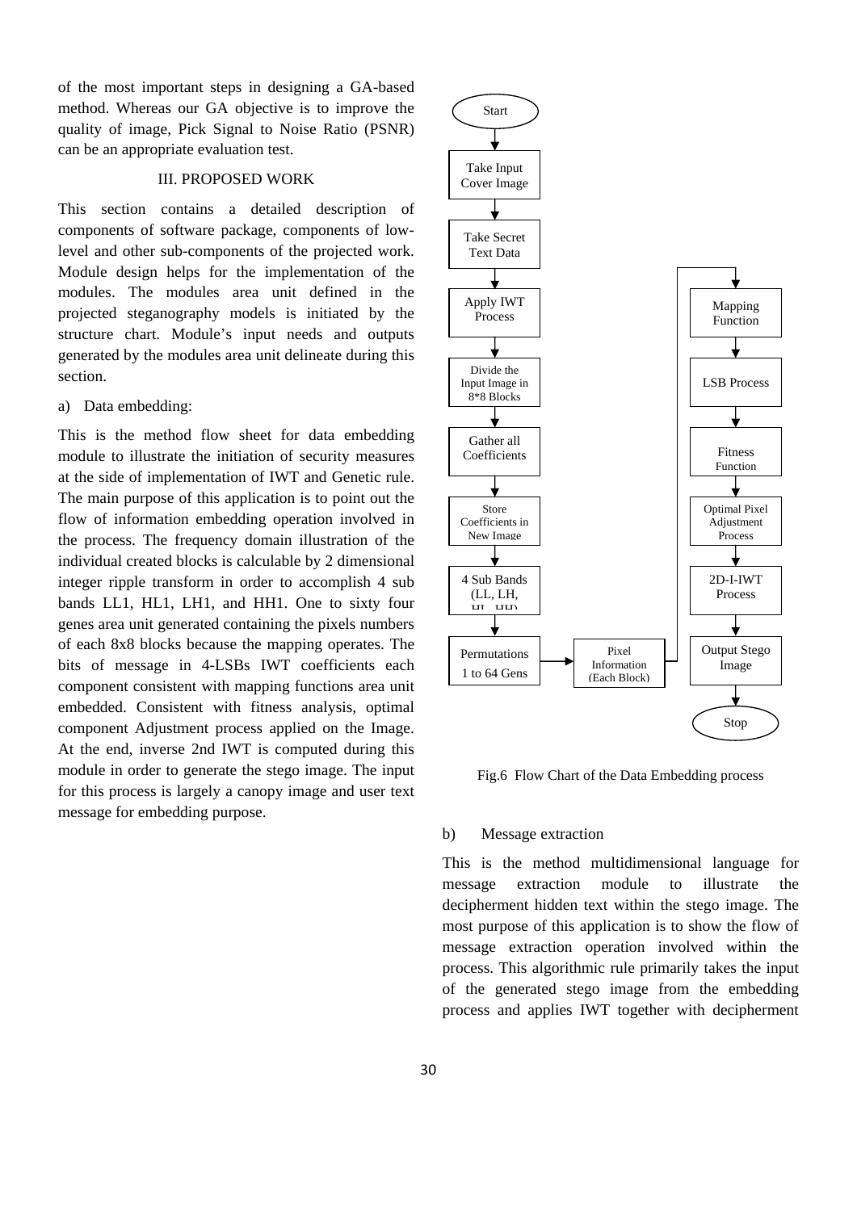of the most important steps in designing a GA-based method. Whereas our GA objective is to improve the quality of image, Pick Signal to Noise Ratio (PSNR) can be an appropriate evaluation test.

## III. PROPOSED WORK

This section contains a detailed description of components of software package, components of low-level and other sub-components of the projected work. Module design helps for the implementation of the modules. The modules area unit defined in the projected steganography models is initiated by the structure chart. Module's input needs and outputs generated by the modules area unit delineate during this section.

### a) Data embedding:

This is the method flow sheet for data embedding module to illustrate the initiation of security measures at the side of implementation of IWT and Genetic rule. The main purpose of this application is to point out the flow of information embedding operation involved in the process. The frequency domain illustration of the individual created blocks is calculable by 2 dimensional integer ripple transform in order to accomplish 4 sub bands LL1, HL1, LH1, and HH1. One to sixty four genes area unit generated containing the pixels numbers of each 8x8 blocks because the mapping operates. The bits of message in 4-LSBs IWT coefficients each component consistent with mapping functions area unit embedded. Consistent with fitness analysis, optimal component Adjustment process applied on the Image. At the end, inverse 2nd IWT is computed during this module in order to generate the stego image. The input for this process is largely a canopy image and user text message for embedding purpose.

Start → Take Input Cover Image → Take Secret Text Data → Apply IWT Process → Divide the Input Image in 8*8 Blocks → Gather all Coefficients → Store Coefficients in New Image → 4 Sub Bands (LL, LH, HL, HH) → Permutations 1 to 64 Gens → Pixel Information (Each Block) → Mapping Function → LSB Process → Fitness Function → Optimal Pixel Adjustment Process → 2D-I-IWT Process → Output Stego Image → Stop

Fig.6 Flow Chart of the Data Embedding process

### b) Message extraction

This is the method multidimensional language for message extraction module to illustrate the decipherment hidden text within the stego image. The most purpose of this application is to show the flow of message extraction operation involved within the process. This algorithmic rule primarily takes the input of the generated stego image from the embedding process and applies IWT together with decipherment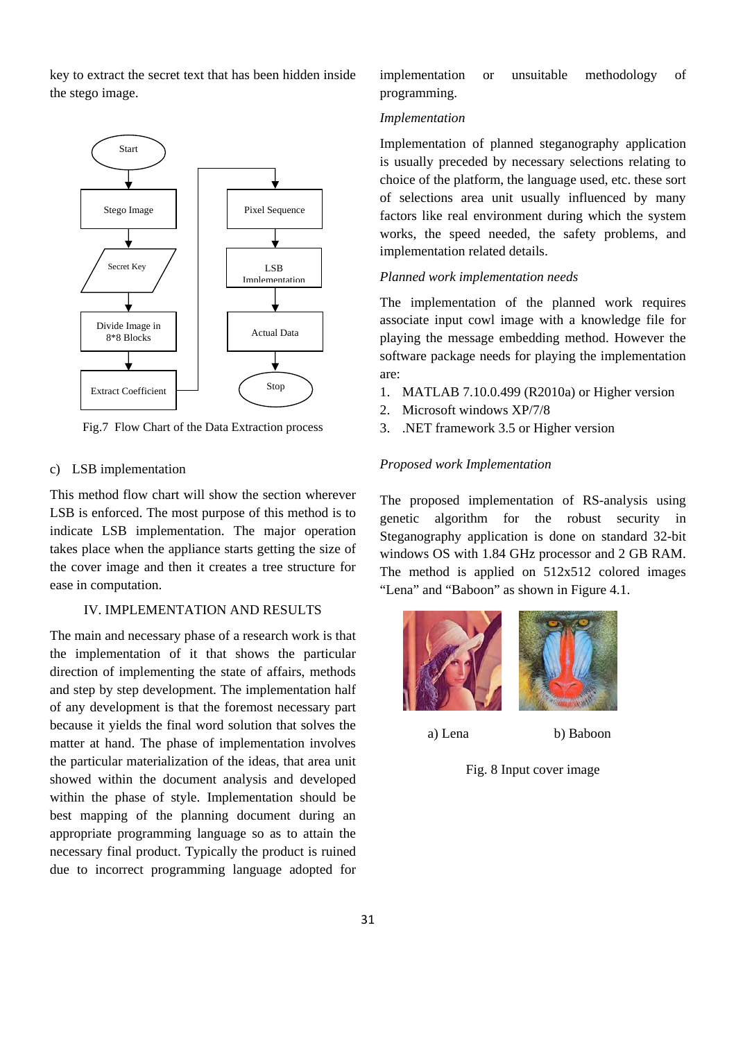key to extract the secret text that has been hidden inside the stego image.

Fig.7 Flow Chart of the Data Extraction process

c) LSB implementation

This method flow chart will show the section wherever LSB is enforced. The most purpose of this method is to indicate LSB implementation. The major operation takes place when the appliance starts getting the size of the cover image and then it creates a tree structure for ease in computation.

## IV. IMPLEMENTATION AND RESULTS

The main and necessary phase of a research work is that the implementation of it that shows the particular direction of implementing the state of affairs, methods and step by step development. The implementation half of any development is that the foremost necessary part because it yields the final word solution that solves the matter at hand. The phase of implementation involves the particular materialization of the ideas, that area unit showed within the document analysis and developed within the phase of style. Implementation should be best mapping of the planning document during an appropriate programming language so as to attain the necessary final product. Typically the product is ruined due to incorrect programming language adopted for implementation or unsuitable methodology of programming.

*Implementation*

Implementation of planned steganography application is usually preceded by necessary selections relating to choice of the platform, the language used, etc. these sort of selections area unit usually influenced by many factors like real environment during which the system works, the speed needed, the safety problems, and implementation related details.

*Planned work implementation needs*

The implementation of the planned work requires associate input cowl image with a knowledge file for playing the message embedding method. However the software package needs for playing the implementation are:

1. MATLAB 7.10.0.499 (R2010a) or Higher version
2. Microsoft windows XP/7/8
3. .NET framework 3.5 or Higher version

*Proposed work Implementation*

The proposed implementation of RS-analysis using genetic algorithm for the robust security in Steganography application is done on standard 32-bit windows OS with 1.84 GHz processor and 2 GB RAM. The method is applied on 512x512 colored images "Lena" and "Baboon" as shown in Figure 4.1.

a) Lena b) Baboon

Fig. 8 Input cover image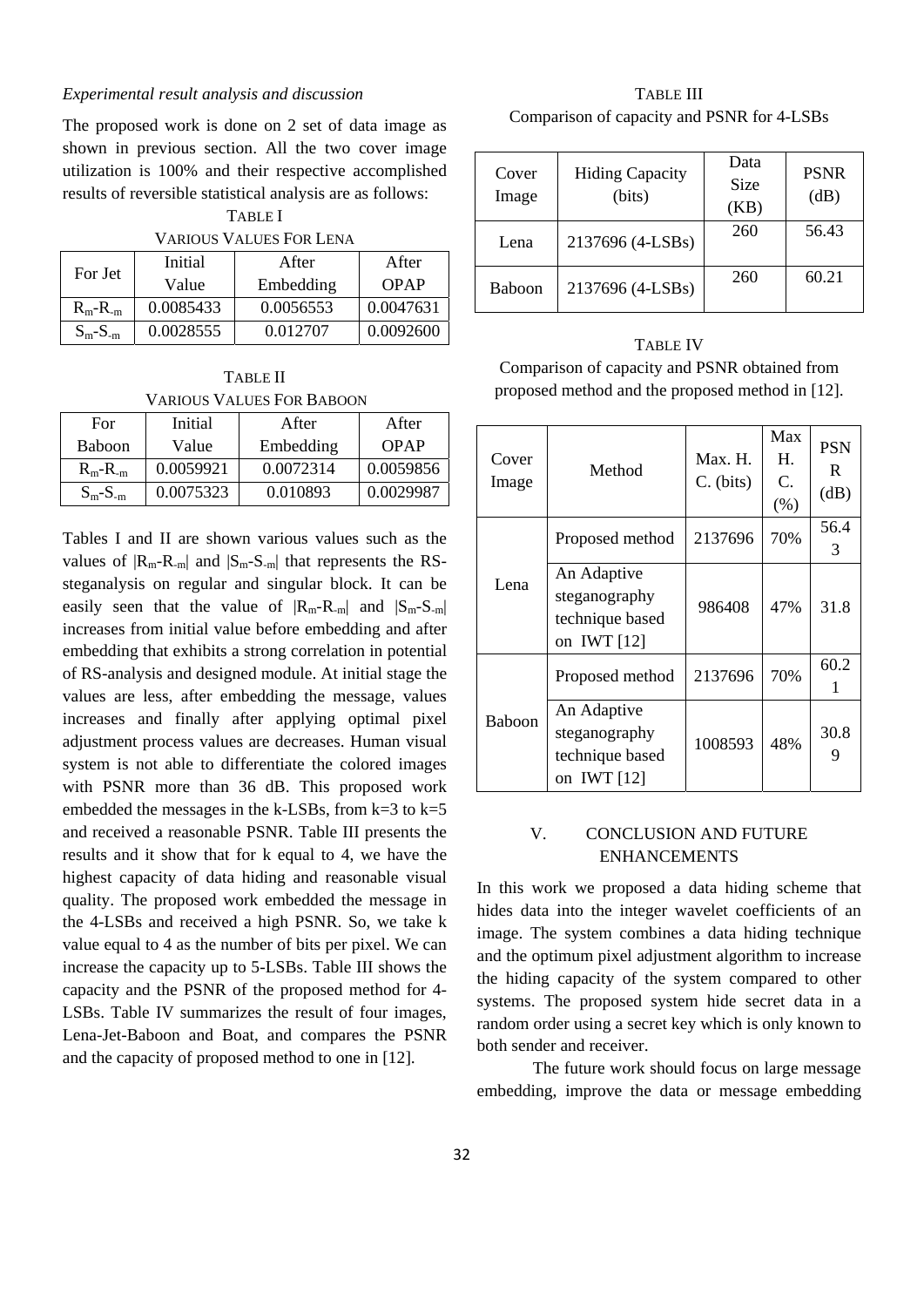*Experimental result analysis and discussion*

The proposed work is done on 2 set of data image as shown in previous section. All the two cover image utilization is 100% and their respective accomplished results of reversible statistical analysis are as follows:

TABLE I

VARIOUS VALUES FOR LENA

| For Jet | Initial Value | After Embedding | After OPAP |
|---|---|---|---|
| $R_m$-$R_{-m}$ | 0.0085433 | 0.0056553 | 0.0047631 |
| $S_m$-$S_{-m}$ | 0.0028555 | 0.012707 | 0.0092600 |

TABLE II

VARIOUS VALUES FOR BABOON

| For Baboon | Initial Value | After Embedding | After OPAP |
|---|---|---|---|
| $R_m$-$R_{-m}$ | 0.0059921 | 0.0072314 | 0.0059856 |
| $S_m$-$S_{-m}$ | 0.0075323 | 0.010893 | 0.0029987 |

Tables I and II are shown various values such as the values of $|R_m$-$R_{-m}|$ and $|S_m$-$S_{-m}|$ that represents the RS-steganalysis on regular and singular block. It can be easily seen that the value of $|R_m$-$R_{-m}|$ and $|S_m$-$S_{-m}|$ increases from initial value before embedding and after embedding that exhibits a strong correlation in potential of RS-analysis and designed module. At initial stage the values are less, after embedding the message, values increases and finally after applying optimal pixel adjustment process values are decreases. Human visual system is not able to differentiate the colored images with PSNR more than 36 dB. This proposed work embedded the messages in the k-LSBs, from k=3 to k=5 and received a reasonable PSNR. Table III presents the results and it show that for k equal to 4, we have the highest capacity of data hiding and reasonable visual quality. The proposed work embedded the message in the 4-LSBs and received a high PSNR. So, we take k value equal to 4 as the number of bits per pixel. We can increase the capacity up to 5-LSBs. Table III shows the capacity and the PSNR of the proposed method for 4-LSBs. Table IV summarizes the result of four images, Lena-Jet-Baboon and Boat, and compares the PSNR and the capacity of proposed method to one in [12].

TABLE III

Comparison of capacity and PSNR for 4-LSBs

| Cover Image | Hiding Capacity (bits) | Data Size (KB) | PSNR (dB) |
|---|---|---|---|
| Lena | 2137696 (4-LSBs) | 260 | 56.43 |
| Baboon | 2137696 (4-LSBs) | 260 | 60.21 |

TABLE IV

Comparison of capacity and PSNR obtained from proposed method and the proposed method in [12].

| Cover Image | Method | Max. H. C. (bits) | Max H. C. (%) | PSNR (dB) |
|---|---|---|---|---|
| Lena | Proposed method | 2137696 | 70% | 56.43 |
| | An Adaptive steganography technique based on IWT [12] | 986408 | 47% | 31.8 |
| Baboon | Proposed method | 2137696 | 70% | 60.21 |
| | An Adaptive steganography technique based on IWT [12] | 1008593 | 48% | 30.89 |

## V. CONCLUSION AND FUTURE ENHANCEMENTS

In this work we proposed a data hiding scheme that hides data into the integer wavelet coefficients of an image. The system combines a data hiding technique and the optimum pixel adjustment algorithm to increase the hiding capacity of the system compared to other systems. The proposed system hide secret data in a random order using a secret key which is only known to both sender and receiver.

The future work should focus on large message embedding, improve the data or message embedding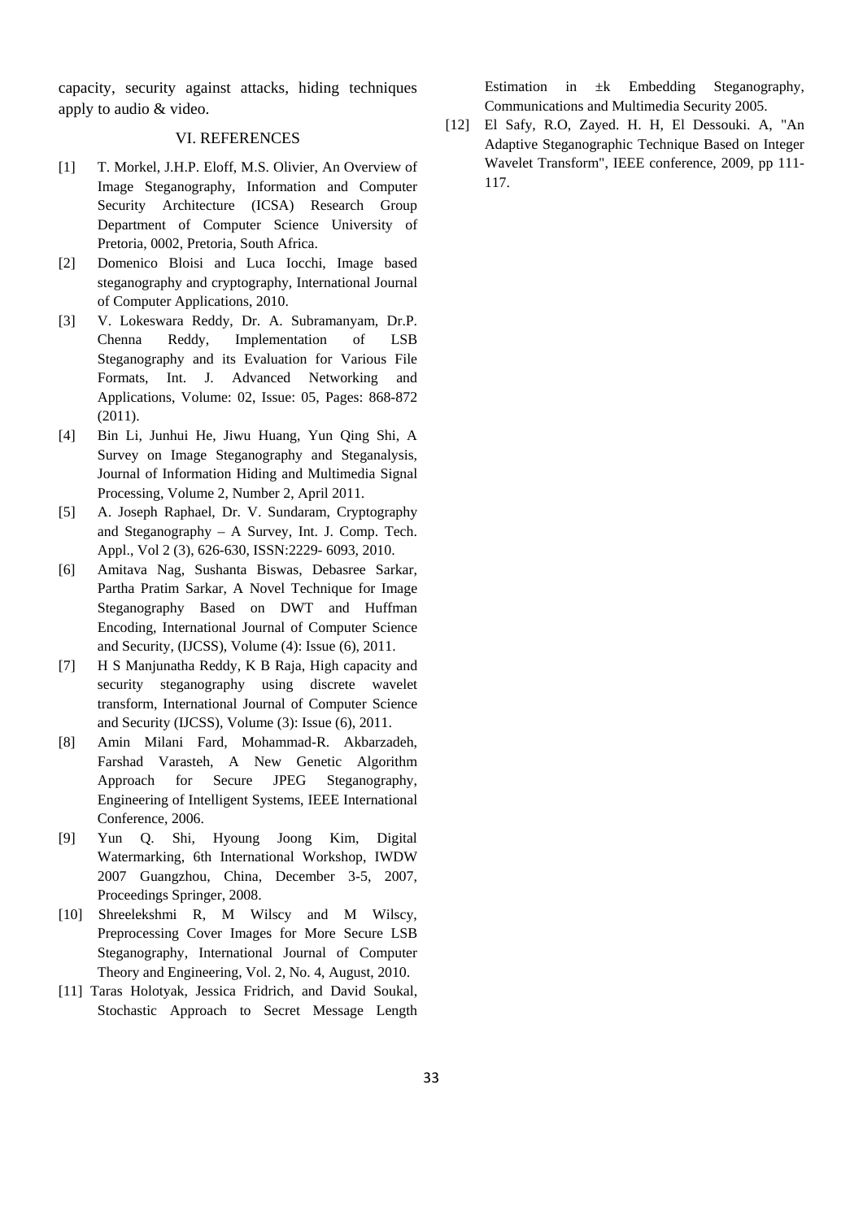capacity, security against attacks, hiding techniques apply to audio & video.

## VI. REFERENCES

[1] T. Morkel, J.H.P. Eloff, M.S. Olivier, An Overview of Image Steganography, Information and Computer Security Architecture (ICSA) Research Group Department of Computer Science University of Pretoria, 0002, Pretoria, South Africa.

[2] Domenico Bloisi and Luca Iocchi, Image based steganography and cryptography, International Journal of Computer Applications, 2010.

[3] V. Lokeswara Reddy, Dr. A. Subramanyam, Dr.P. Chenna Reddy, Implementation of LSB Steganography and its Evaluation for Various File Formats, Int. J. Advanced Networking and Applications, Volume: 02, Issue: 05, Pages: 868-872 (2011).

[4] Bin Li, Junhui He, Jiwu Huang, Yun Qing Shi, A Survey on Image Steganography and Steganalysis, Journal of Information Hiding and Multimedia Signal Processing, Volume 2, Number 2, April 2011.

[5] A. Joseph Raphael, Dr. V. Sundaram, Cryptography and Steganography – A Survey, Int. J. Comp. Tech. Appl., Vol 2 (3), 626-630, ISSN:2229- 6093, 2010.

[6] Amitava Nag, Sushanta Biswas, Debasree Sarkar, Partha Pratim Sarkar, A Novel Technique for Image Steganography Based on DWT and Huffman Encoding, International Journal of Computer Science and Security, (IJCSS), Volume (4): Issue (6), 2011.

[7] H S Manjunatha Reddy, K B Raja, High capacity and security steganography using discrete wavelet transform, International Journal of Computer Science and Security (IJCSS), Volume (3): Issue (6), 2011.

[8] Amin Milani Fard, Mohammad-R. Akbarzadeh, Farshad Varasteh, A New Genetic Algorithm Approach for Secure JPEG Steganography, Engineering of Intelligent Systems, IEEE International Conference, 2006.

[9] Yun Q. Shi, Hyoung Joong Kim, Digital Watermarking, 6th International Workshop, IWDW 2007 Guangzhou, China, December 3-5, 2007, Proceedings Springer, 2008.

[10] Shreelekshmi R, M Wilscy and M Wilscy, Preprocessing Cover Images for More Secure LSB Steganography, International Journal of Computer Theory and Engineering, Vol. 2, No. 4, August, 2010.

[11] Taras Holotyak, Jessica Fridrich, and David Soukal, Stochastic Approach to Secret Message Length Estimation in ±k Embedding Steganography, Communications and Multimedia Security 2005.

[12] El Safy, R.O, Zayed. H. H, El Dessouki. A, "An Adaptive Steganographic Technique Based on Integer Wavelet Transform", IEEE conference, 2009, pp 111-117.